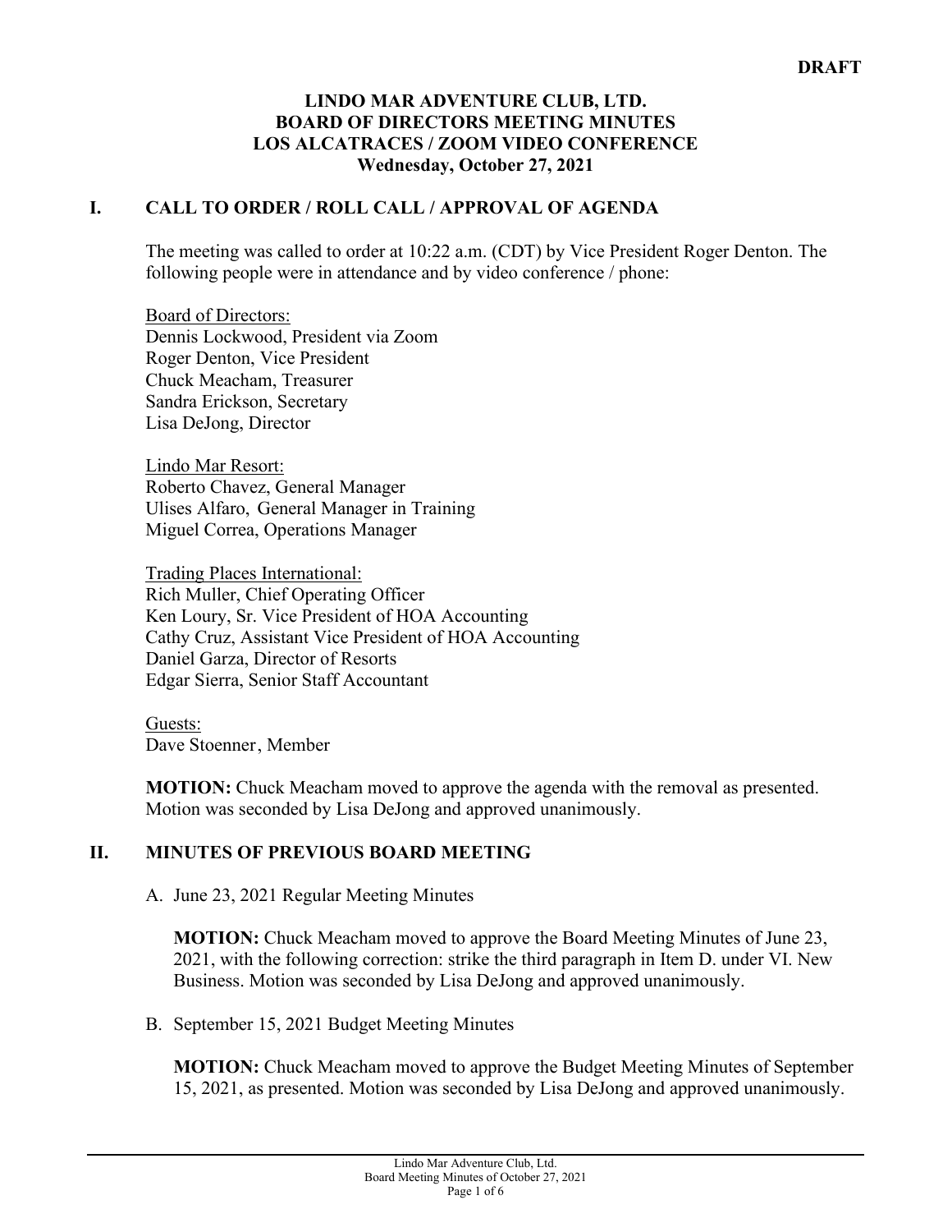**DRAFT**

# LINDO MAR ADVENTURE CLUB, LTD.
## BOARD OF DIRECTORS MEETING MINUTES
## LOS ALCATRACES / ZOOM VIDEO CONFERENCE
## Wednesday, October 27, 2021

## I. CALL TO ORDER / ROLL CALL / APPROVAL OF AGENDA

The meeting was called to order at 10:22 a.m. (CDT) by Vice President Roger Denton. The following people were in attendance and by video conference / phone:

Board of Directors:
Dennis Lockwood, President via Zoom
Roger Denton, Vice President
Chuck Meacham, Treasurer
Sandra Erickson, Secretary
Lisa DeJong, Director

Lindo Mar Resort:
Roberto Chavez, General Manager
Ulises Alfaro, General Manager in Training
Miguel Correa, Operations Manager

Trading Places International:
Rich Muller, Chief Operating Officer
Ken Loury, Sr. Vice President of HOA Accounting
Cathy Cruz, Assistant Vice President of HOA Accounting
Daniel Garza, Director of Resorts
Edgar Sierra, Senior Staff Accountant

Guests:
Dave Stoenner, Member

**MOTION:** Chuck Meacham moved to approve the agenda with the removal as presented. Motion was seconded by Lisa DeJong and approved unanimously.

## II. MINUTES OF PREVIOUS BOARD MEETING

A. June 23, 2021 Regular Meeting Minutes

**MOTION:** Chuck Meacham moved to approve the Board Meeting Minutes of June 23, 2021, with the following correction: strike the third paragraph in Item D. under VI. New Business. Motion was seconded by Lisa DeJong and approved unanimously.

B. September 15, 2021 Budget Meeting Minutes

**MOTION:** Chuck Meacham moved to approve the Budget Meeting Minutes of September 15, 2021, as presented. Motion was seconded by Lisa DeJong and approved unanimously.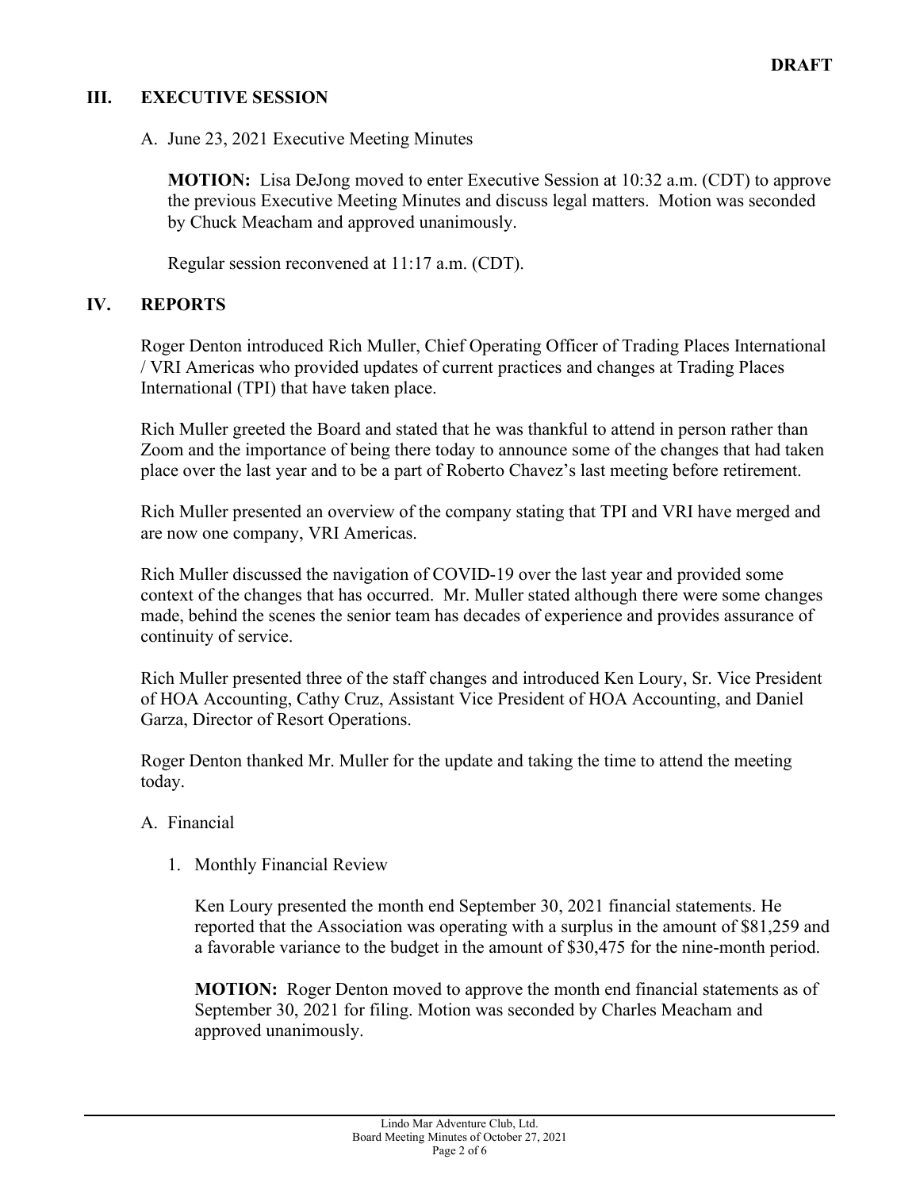**DRAFT**

## III. EXECUTIVE SESSION

A. June 23, 2021 Executive Meeting Minutes

**MOTION:** Lisa DeJong moved to enter Executive Session at 10:32 a.m. (CDT) to approve the previous Executive Meeting Minutes and discuss legal matters. Motion was seconded by Chuck Meacham and approved unanimously.

Regular session reconvened at 11:17 a.m. (CDT).

## IV. REPORTS

Roger Denton introduced Rich Muller, Chief Operating Officer of Trading Places International / VRI Americas who provided updates of current practices and changes at Trading Places International (TPI) that have taken place.

Rich Muller greeted the Board and stated that he was thankful to attend in person rather than Zoom and the importance of being there today to announce some of the changes that had taken place over the last year and to be a part of Roberto Chavez's last meeting before retirement.

Rich Muller presented an overview of the company stating that TPI and VRI have merged and are now one company, VRI Americas.

Rich Muller discussed the navigation of COVID-19 over the last year and provided some context of the changes that has occurred. Mr. Muller stated although there were some changes made, behind the scenes the senior team has decades of experience and provides assurance of continuity of service.

Rich Muller presented three of the staff changes and introduced Ken Loury, Sr. Vice President of HOA Accounting, Cathy Cruz, Assistant Vice President of HOA Accounting, and Daniel Garza, Director of Resort Operations.

Roger Denton thanked Mr. Muller for the update and taking the time to attend the meeting today.

A. Financial

1. Monthly Financial Review

Ken Loury presented the month end September 30, 2021 financial statements. He reported that the Association was operating with a surplus in the amount of $81,259 and a favorable variance to the budget in the amount of $30,475 for the nine-month period.

**MOTION:** Roger Denton moved to approve the month end financial statements as of September 30, 2021 for filing. Motion was seconded by Charles Meacham and approved unanimously.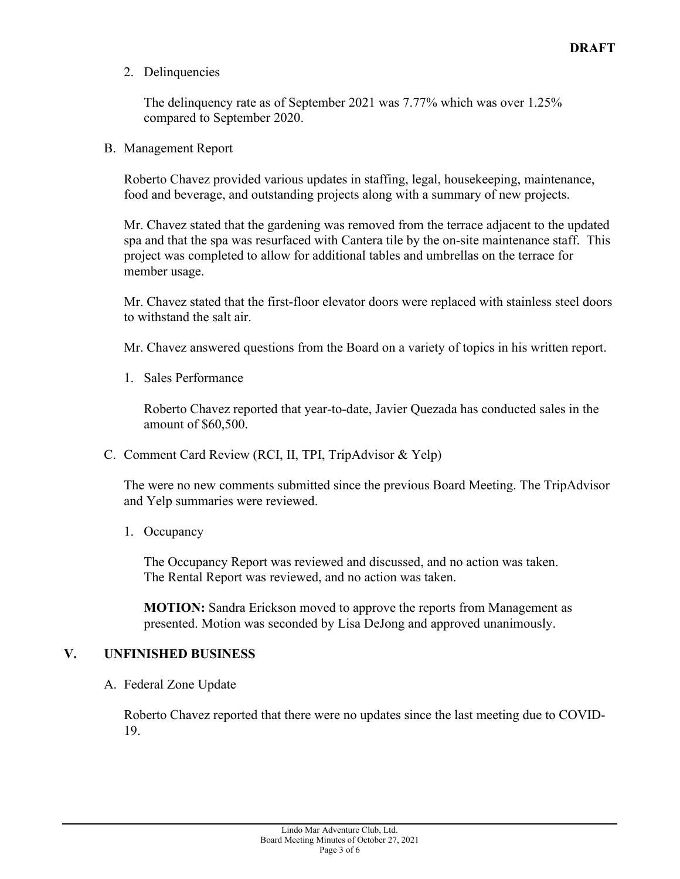**DRAFT**

2. Delinquencies

   The delinquency rate as of September 2021 was 7.77% which was over 1.25% compared to September 2020.

B. Management Report

Roberto Chavez provided various updates in staffing, legal, housekeeping, maintenance, food and beverage, and outstanding projects along with a summary of new projects.

Mr. Chavez stated that the gardening was removed from the terrace adjacent to the updated spa and that the spa was resurfaced with Cantera tile by the on-site maintenance staff. This project was completed to allow for additional tables and umbrellas on the terrace for member usage.

Mr. Chavez stated that the first-floor elevator doors were replaced with stainless steel doors to withstand the salt air.

Mr. Chavez answered questions from the Board on a variety of topics in his written report.

1. Sales Performance

   Roberto Chavez reported that year-to-date, Javier Quezada has conducted sales in the amount of $60,500.

C. Comment Card Review (RCI, II, TPI, TripAdvisor & Yelp)

The were no new comments submitted since the previous Board Meeting. The TripAdvisor and Yelp summaries were reviewed.

1. Occupancy

   The Occupancy Report was reviewed and discussed, and no action was taken.
   The Rental Report was reviewed, and no action was taken.

   **MOTION:** Sandra Erickson moved to approve the reports from Management as presented. Motion was seconded by Lisa DeJong and approved unanimously.

## V. UNFINISHED BUSINESS

A. Federal Zone Update

Roberto Chavez reported that there were no updates since the last meeting due to COVID-19.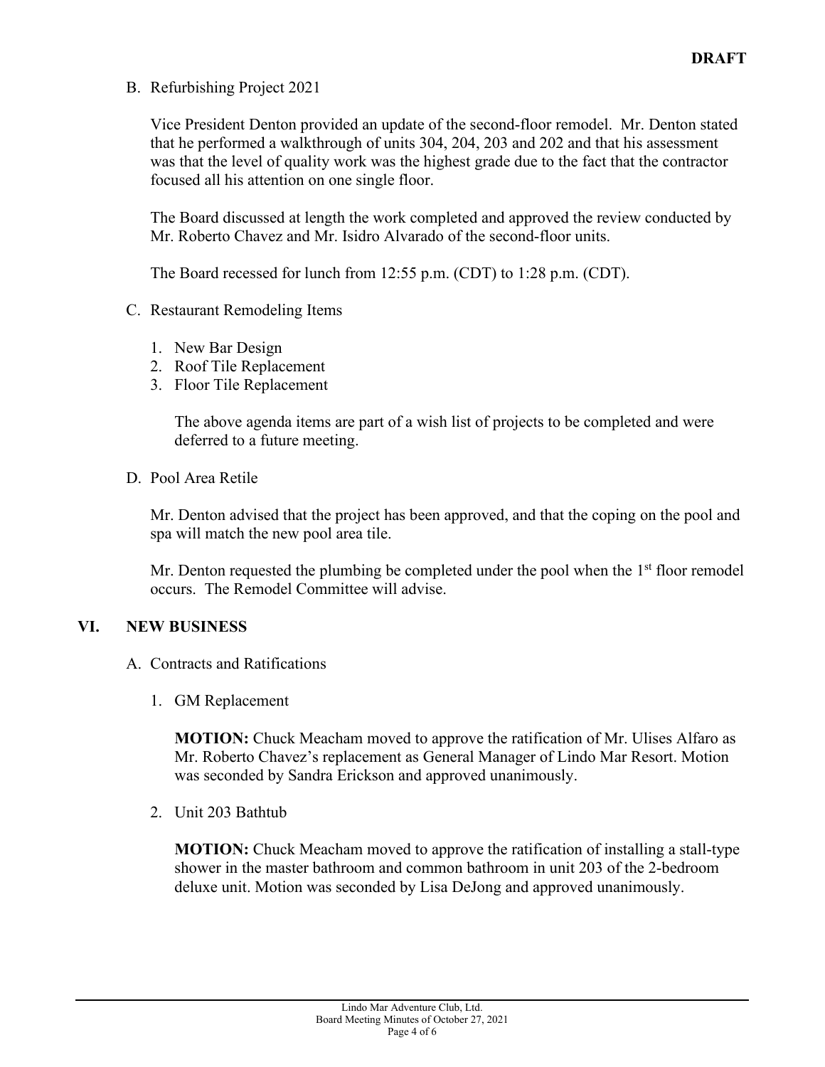**DRAFT**

B. Refurbishing Project 2021

Vice President Denton provided an update of the second-floor remodel. Mr. Denton stated that he performed a walkthrough of units 304, 204, 203 and 202 and that his assessment was that the level of quality work was the highest grade due to the fact that the contractor focused all his attention on one single floor.

The Board discussed at length the work completed and approved the review conducted by Mr. Roberto Chavez and Mr. Isidro Alvarado of the second-floor units.

The Board recessed for lunch from 12:55 p.m. (CDT) to 1:28 p.m. (CDT).

C. Restaurant Remodeling Items

1. New Bar Design
2. Roof Tile Replacement
3. Floor Tile Replacement

The above agenda items are part of a wish list of projects to be completed and were deferred to a future meeting.

D. Pool Area Retile

Mr. Denton advised that the project has been approved, and that the coping on the pool and spa will match the new pool area tile.

Mr. Denton requested the plumbing be completed under the pool when the 1st floor remodel occurs. The Remodel Committee will advise.

## VI. NEW BUSINESS

A. Contracts and Ratifications

1. GM Replacement

**MOTION:** Chuck Meacham moved to approve the ratification of Mr. Ulises Alfaro as Mr. Roberto Chavez's replacement as General Manager of Lindo Mar Resort. Motion was seconded by Sandra Erickson and approved unanimously.

2. Unit 203 Bathtub

**MOTION:** Chuck Meacham moved to approve the ratification of installing a stall-type shower in the master bathroom and common bathroom in unit 203 of the 2-bedroom deluxe unit. Motion was seconded by Lisa DeJong and approved unanimously.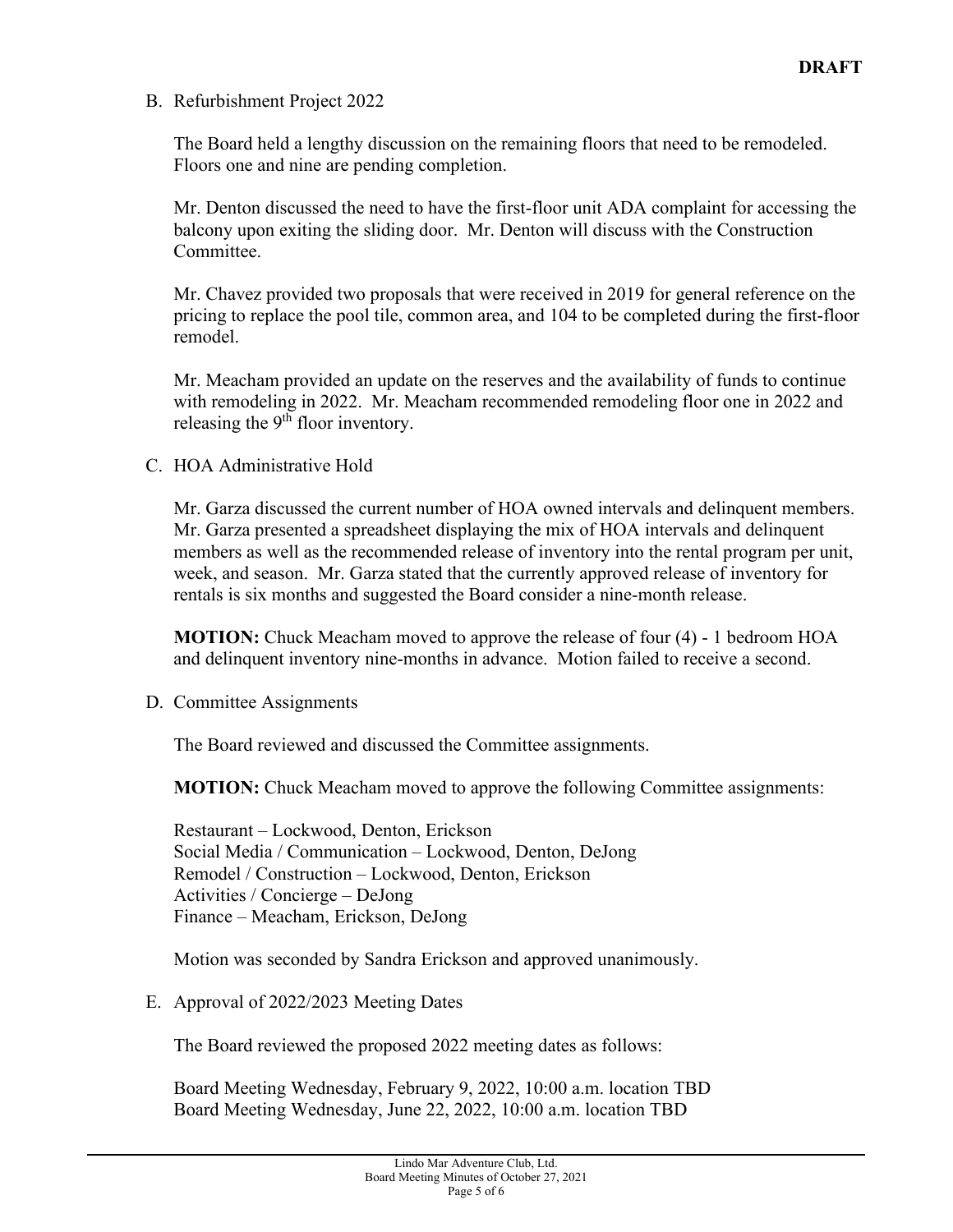**DRAFT**

B. Refurbishment Project 2022

The Board held a lengthy discussion on the remaining floors that need to be remodeled. Floors one and nine are pending completion.

Mr. Denton discussed the need to have the first-floor unit ADA complaint for accessing the balcony upon exiting the sliding door. Mr. Denton will discuss with the Construction Committee.

Mr. Chavez provided two proposals that were received in 2019 for general reference on the pricing to replace the pool tile, common area, and 104 to be completed during the first-floor remodel.

Mr. Meacham provided an update on the reserves and the availability of funds to continue with remodeling in 2022. Mr. Meacham recommended remodeling floor one in 2022 and releasing the 9th floor inventory.

C. HOA Administrative Hold

Mr. Garza discussed the current number of HOA owned intervals and delinquent members. Mr. Garza presented a spreadsheet displaying the mix of HOA intervals and delinquent members as well as the recommended release of inventory into the rental program per unit, week, and season. Mr. Garza stated that the currently approved release of inventory for rentals is six months and suggested the Board consider a nine-month release.

**MOTION:** Chuck Meacham moved to approve the release of four (4) - 1 bedroom HOA and delinquent inventory nine-months in advance. Motion failed to receive a second.

D. Committee Assignments

The Board reviewed and discussed the Committee assignments.

**MOTION:** Chuck Meacham moved to approve the following Committee assignments:

Restaurant – Lockwood, Denton, Erickson
Social Media / Communication – Lockwood, Denton, DeJong
Remodel / Construction – Lockwood, Denton, Erickson
Activities / Concierge – DeJong
Finance – Meacham, Erickson, DeJong

Motion was seconded by Sandra Erickson and approved unanimously.

E. Approval of 2022/2023 Meeting Dates

The Board reviewed the proposed 2022 meeting dates as follows:

Board Meeting Wednesday, February 9, 2022, 10:00 a.m. location TBD
Board Meeting Wednesday, June 22, 2022, 10:00 a.m. location TBD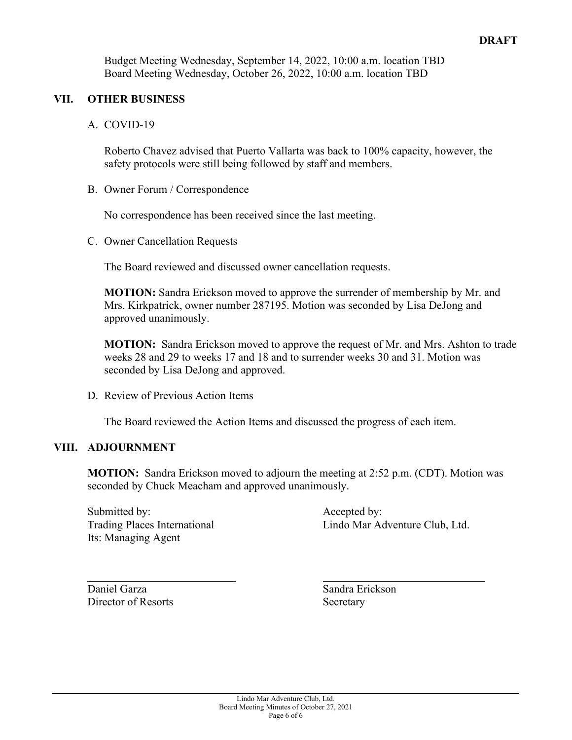**DRAFT**

Budget Meeting Wednesday, September 14, 2022, 10:00 a.m. location TBD
Board Meeting Wednesday, October 26, 2022, 10:00 a.m. location TBD

## VII. OTHER BUSINESS

A. COVID-19

Roberto Chavez advised that Puerto Vallarta was back to 100% capacity, however, the safety protocols were still being followed by staff and members.

B. Owner Forum / Correspondence

No correspondence has been received since the last meeting.

C. Owner Cancellation Requests

The Board reviewed and discussed owner cancellation requests.

**MOTION:** Sandra Erickson moved to approve the surrender of membership by Mr. and Mrs. Kirkpatrick, owner number 287195. Motion was seconded by Lisa DeJong and approved unanimously.

**MOTION:** Sandra Erickson moved to approve the request of Mr. and Mrs. Ashton to trade weeks 28 and 29 to weeks 17 and 18 and to surrender weeks 30 and 31. Motion was seconded by Lisa DeJong and approved.

D. Review of Previous Action Items

The Board reviewed the Action Items and discussed the progress of each item.

## VIII. ADJOURNMENT

**MOTION:** Sandra Erickson moved to adjourn the meeting at 2:52 p.m. (CDT). Motion was seconded by Chuck Meacham and approved unanimously.

Submitted by:
Trading Places International
Its: Managing Agent

\_\_\_\_\_\_\_\_\_\_\_\_\_\_\_\_\_\_\_\_\_\_\_\_\_\_\_
Daniel Garza
Director of Resorts

Accepted by:
Lindo Mar Adventure Club, Ltd.

\_\_\_\_\_\_\_\_\_\_\_\_\_\_\_\_\_\_\_\_\_\_\_\_\_\_\_
Sandra Erickson
Secretary